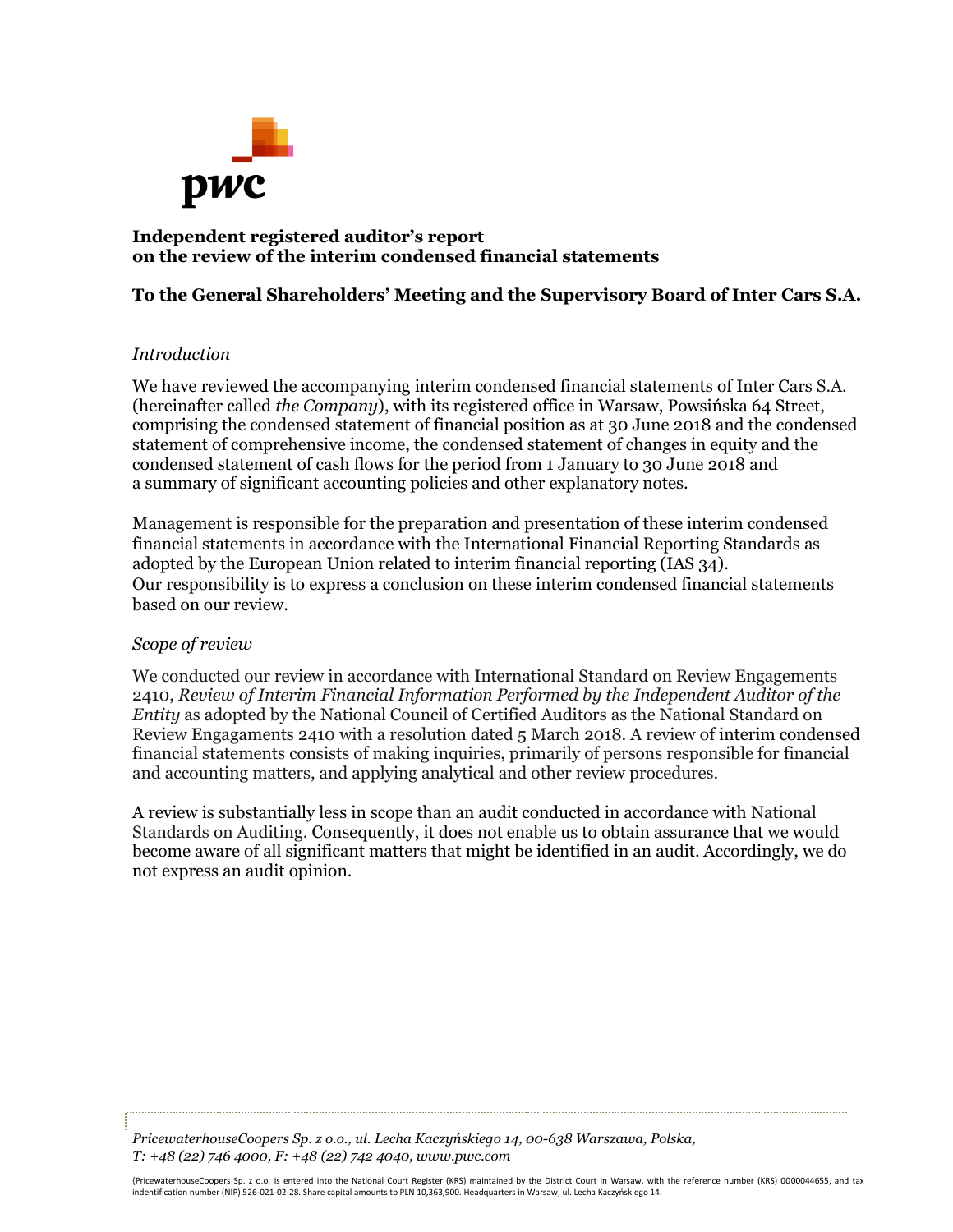# Independent registered auditor's report on the review of the interim condensed financial statements

## To the General Shareholders' Meeting and the Supervisory Board of Inter Cars S.A.

*Introduction*

We have reviewed the accompanying interim condensed financial statements of Inter Cars S.A. (hereinafter called *the Company*), with its registered office in Warsaw, Powsińska 64 Street, comprising the condensed statement of financial position as at 30 June 2018 and the condensed statement of comprehensive income, the condensed statement of changes in equity and the condensed statement of cash flows for the period from 1 January to 30 June 2018 and a summary of significant accounting policies and other explanatory notes.

Management is responsible for the preparation and presentation of these interim condensed financial statements in accordance with the International Financial Reporting Standards as adopted by the European Union related to interim financial reporting (IAS 34). Our responsibility is to express a conclusion on these interim condensed financial statements based on our review.

*Scope of review*

We conducted our review in accordance with International Standard on Review Engagements 2410, *Review of Interim Financial Information Performed by the Independent Auditor of the Entity* as adopted by the National Council of Certified Auditors as the National Standard on Review Engagaments 2410 with a resolution dated 5 March 2018. A review of interim condensed financial statements consists of making inquiries, primarily of persons responsible for financial and accounting matters, and applying analytical and other review procedures.

A review is substantially less in scope than an audit conducted in accordance with National Standards on Auditing. Consequently, it does not enable us to obtain assurance that we would become aware of all significant matters that might be identified in an audit. Accordingly, we do not express an audit opinion.

*PricewaterhouseCoopers Sp. z o.o., ul. Lecha Kaczyńskiego 14, 00-638 Warszawa, Polska, T: +48 (22) 746 4000, F: +48 (22) 742 4040, www.pwc.com*

(PricewaterhouseCoopers Sp. z o.o. is entered into the National Court Register (KRS) maintained by the District Court in Warsaw, with the reference number (KRS) 0000044655, and tax indentification number (NIP) 526-021-02-28. Share capital amounts to PLN 10,363,900. Headquarters in Warsaw, ul. Lecha Kaczyńskiego 14.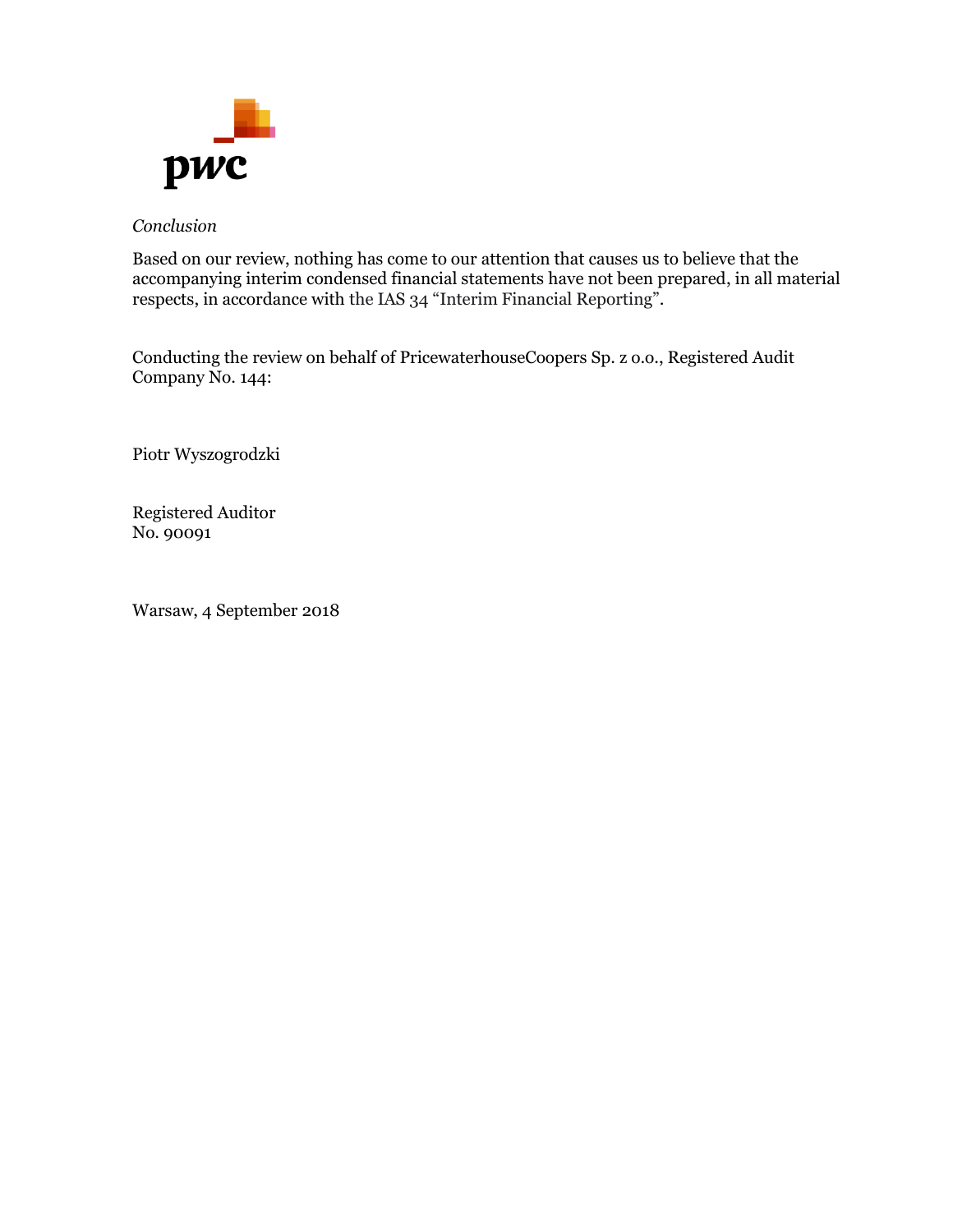*Conclusion*

Based on our review, nothing has come to our attention that causes us to believe that the accompanying interim condensed financial statements have not been prepared, in all material respects, in accordance with the IAS 34 "Interim Financial Reporting".

Conducting the review on behalf of PricewaterhouseCoopers Sp. z o.o., Registered Audit Company No. 144:

Piotr Wyszogrodzki

Registered Auditor
No. 90091

Warsaw, 4 September 2018